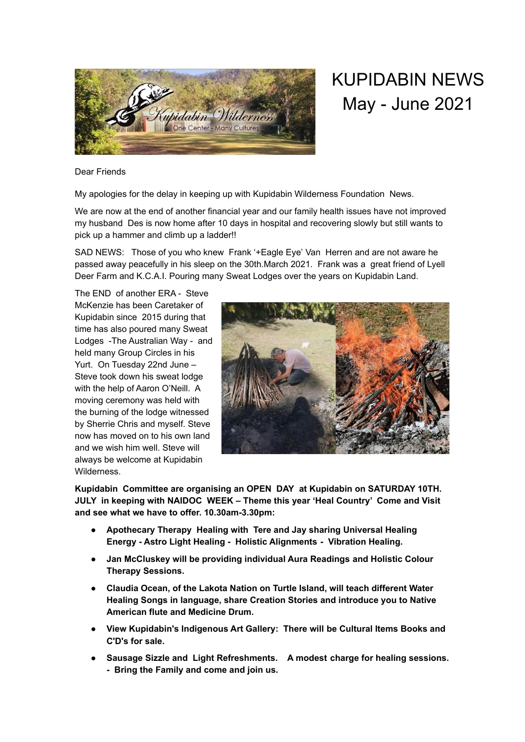# KUPIDABIN NEWS
# May - June 2021

Dear Friends

My apologies for the delay in keeping up with Kupidabin Wilderness Foundation News.

We are now at the end of another financial year and our family health issues have not improved my husband Des is now home after 10 days in hospital and recovering slowly but still wants to pick up a hammer and climb up a ladder!!

SAD NEWS: Those of you who knew Frank '+Eagle Eye' Van Herren and are not aware he passed away peacefully in his sleep on the 30th.March 2021. Frank was a great friend of Lyell Deer Farm and K.C.A.I. Pouring many Sweat Lodges over the years on Kupidabin Land.

The END of another ERA - Steve McKenzie has been Caretaker of Kupidabin since 2015 during that time has also poured many Sweat Lodges -The Australian Way - and held many Group Circles in his Yurt. On Tuesday 22nd June – Steve took down his sweat lodge with the help of Aaron O'Neill. A moving ceremony was held with the burning of the lodge witnessed by Sherrie Chris and myself. Steve now has moved on to his own land and we wish him well. Steve will always be welcome at Kupidabin Wilderness.

**Kupidabin Committee are organising an OPEN DAY at Kupidabin on SATURDAY 10TH. JULY in keeping with NAIDOC WEEK – Theme this year 'Heal Country' Come and Visit and see what we have to offer. 10.30am-3.30pm:**

- **Apothecary Therapy Healing with Tere and Jay sharing Universal Healing Energy - Astro Light Healing - Holistic Alignments - Vibration Healing.**
- **Jan McCluskey will be providing individual Aura Readings and Holistic Colour Therapy Sessions.**
- **Claudia Ocean, of the Lakota Nation on Turtle Island, will teach different Water Healing Songs in language, share Creation Stories and introduce you to Native American flute and Medicine Drum.**
- **View Kupidabin's Indigenous Art Gallery: There will be Cultural Items Books and C'D's for sale.**
- **Sausage Sizzle and Light Refreshments. A modest charge for healing sessions. - Bring the Family and come and join us.**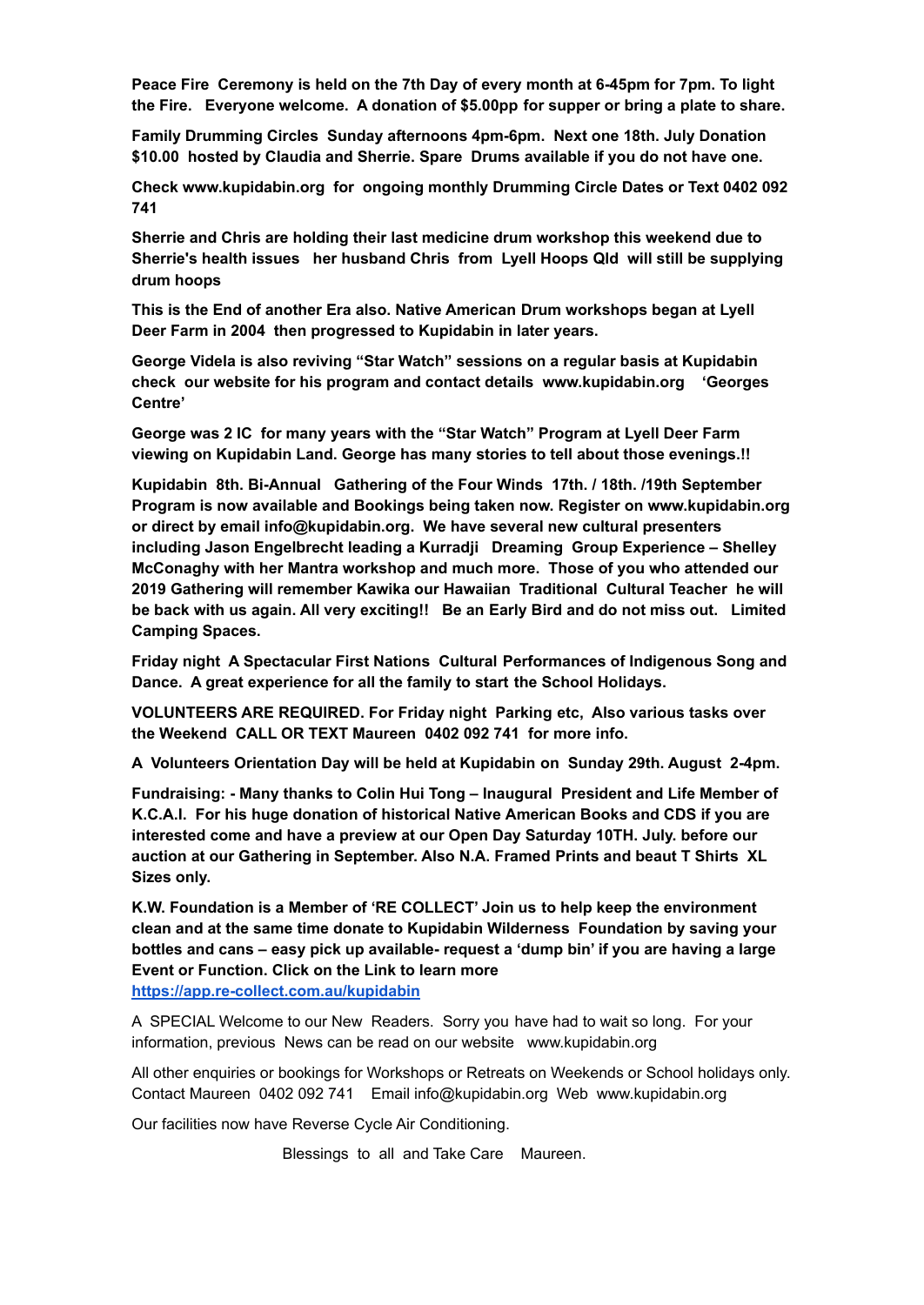**Peace Fire Ceremony is held on the 7th Day of every month at 6-45pm for 7pm. To light the Fire. Everyone welcome. A donation of $5.00pp for supper or bring a plate to share.**

**Family Drumming Circles Sunday afternoons 4pm-6pm. Next one 18th. July Donation $10.00 hosted by Claudia and Sherrie. Spare Drums available if you do not have one.**

**Check www.kupidabin.org for ongoing monthly Drumming Circle Dates or Text 0402 092 741**

**Sherrie and Chris are holding their last medicine drum workshop this weekend due to Sherrie's health issues her husband Chris from Lyell Hoops Qld will still be supplying drum hoops**

**This is the End of another Era also. Native American Drum workshops began at Lyell Deer Farm in 2004 then progressed to Kupidabin in later years.**

**George Videla is also reviving "Star Watch" sessions on a regular basis at Kupidabin check our website for his program and contact details www.kupidabin.org 'Georges Centre'**

**George was 2 IC for many years with the "Star Watch" Program at Lyell Deer Farm viewing on Kupidabin Land. George has many stories to tell about those evenings.!!**

**Kupidabin 8th. Bi-Annual Gathering of the Four Winds 17th. / 18th. /19th September Program is now available and Bookings being taken now. Register on www.kupidabin.org or direct by email info@kupidabin.org. We have several new cultural presenters including Jason Engelbrecht leading a Kurradji Dreaming Group Experience – Shelley McConaghy with her Mantra workshop and much more. Those of you who attended our 2019 Gathering will remember Kawika our Hawaiian Traditional Cultural Teacher he will be back with us again. All very exciting!! Be an Early Bird and do not miss out. Limited Camping Spaces.**

**Friday night A Spectacular First Nations Cultural Performances of Indigenous Song and Dance. A great experience for all the family to start the School Holidays.**

**VOLUNTEERS ARE REQUIRED. For Friday night Parking etc, Also various tasks over the Weekend CALL OR TEXT Maureen 0402 092 741 for more info.**

**A Volunteers Orientation Day will be held at Kupidabin on Sunday 29th. August 2-4pm.**

**Fundraising: - Many thanks to Colin Hui Tong – Inaugural President and Life Member of K.C.A.I. For his huge donation of historical Native American Books and CDS if you are interested come and have a preview at our Open Day Saturday 10TH. July. before our auction at our Gathering in September. Also N.A. Framed Prints and beaut T Shirts XL Sizes only.**

**K.W. Foundation is a Member of 'RE COLLECT' Join us to help keep the environment clean and at the same time donate to Kupidabin Wilderness Foundation by saving your bottles and cans – easy pick up available- request a 'dump bin' if you are having a large Event or Function. Click on the Link to learn more** [https://app.re-collect.com.au/kupidabin](https://app.re-collect.com.au/kupidabin)

A SPECIAL Welcome to our New Readers. Sorry you have had to wait so long. For your information, previous News can be read on our website www.kupidabin.org

All other enquiries or bookings for Workshops or Retreats on Weekends or School holidays only. Contact Maureen 0402 092 741 Email info@kupidabin.org Web www.kupidabin.org

Our facilities now have Reverse Cycle Air Conditioning.

Blessings to all and Take Care Maureen.